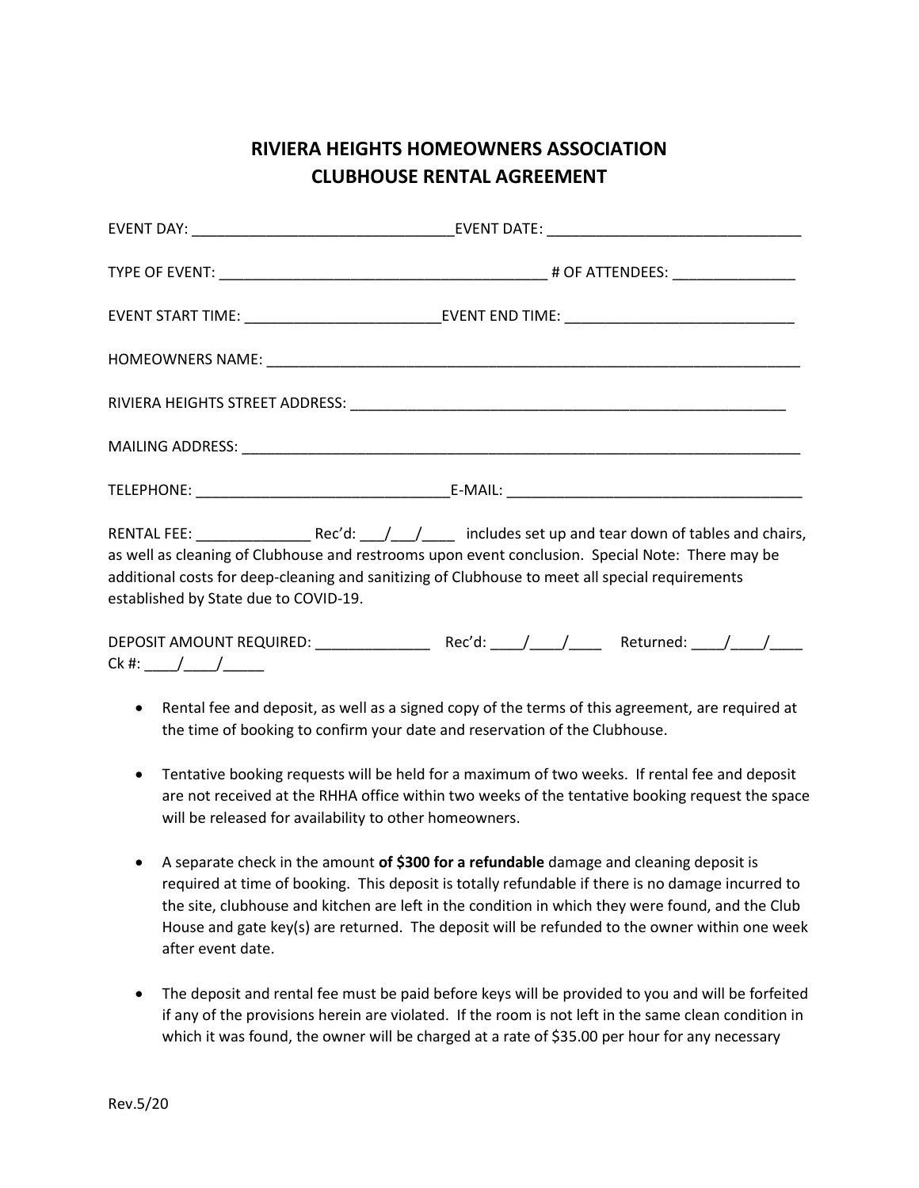# RIVIERA HEIGHTS HOMEOWNERS ASSOCIATION
# CLUBHOUSE RENTAL AGREEMENT

EVENT DAY: _______________________________EVENT DATE: ______________________________

TYPE OF EVENT: _______________________________________ # OF ATTENDEES: ______________

EVENT START TIME: _______________________EVENT END TIME: ___________________________

HOMEOWNERS NAME: _________________________________________________________________

RIVIERA HEIGHTS STREET ADDRESS: _____________________________________________________

MAILING ADDRESS: ___________________________________________________________________

TELEPHONE: ______________________________E-MAIL: ___________________________________

RENTAL FEE: _____________ Rec'd: ___/___/____ includes set up and tear down of tables and chairs, as well as cleaning of Clubhouse and restrooms upon event conclusion. Special Note: There may be additional costs for deep-cleaning and sanitizing of Clubhouse to meet all special requirements established by State due to COVID-19.

DEPOSIT AMOUNT REQUIRED: _____________ Rec'd: ____/____/____ Returned: ____/____/____ Ck #: ____/____/_____

- Rental fee and deposit, as well as a signed copy of the terms of this agreement, are required at the time of booking to confirm your date and reservation of the Clubhouse.

- Tentative booking requests will be held for a maximum of two weeks. If rental fee and deposit are not received at the RHHA office within two weeks of the tentative booking request the space will be released for availability to other homeowners.

- A separate check in the amount **of $300 for a refundable** damage and cleaning deposit is required at time of booking. This deposit is totally refundable if there is no damage incurred to the site, clubhouse and kitchen are left in the condition in which they were found, and the Club House and gate key(s) are returned. The deposit will be refunded to the owner within one week after event date.

- The deposit and rental fee must be paid before keys will be provided to you and will be forfeited if any of the provisions herein are violated. If the room is not left in the same clean condition in which it was found, the owner will be charged at a rate of $35.00 per hour for any necessary

Rev.5/20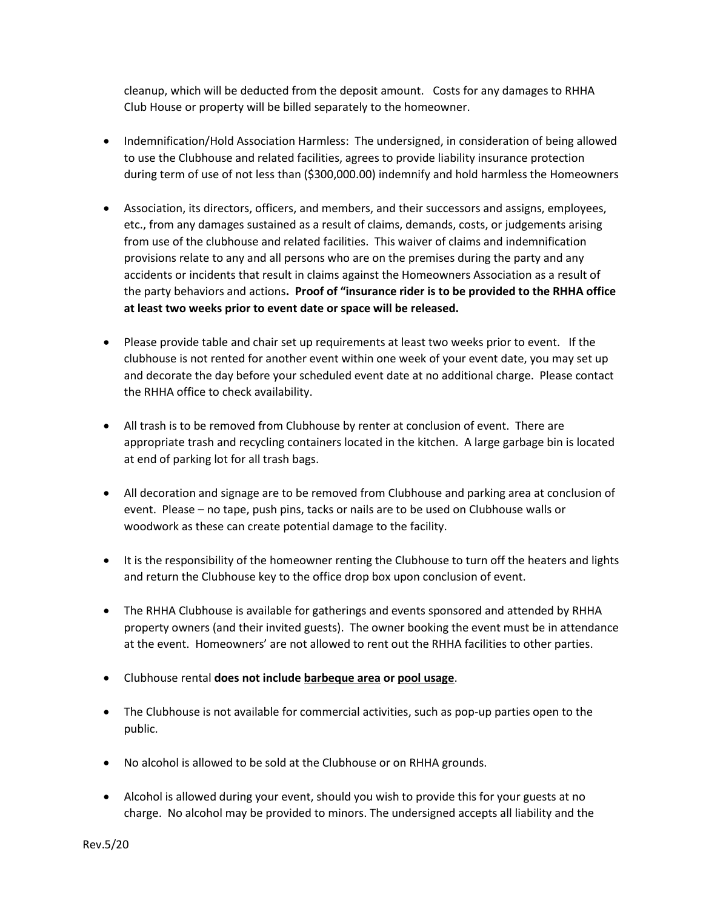cleanup, which will be deducted from the deposit amount. Costs for any damages to RHHA Club House or property will be billed separately to the homeowner.

- Indemnification/Hold Association Harmless: The undersigned, in consideration of being allowed to use the Clubhouse and related facilities, agrees to provide liability insurance protection during term of use of not less than ($300,000.00) indemnify and hold harmless the Homeowners

- Association, its directors, officers, and members, and their successors and assigns, employees, etc., from any damages sustained as a result of claims, demands, costs, or judgements arising from use of the clubhouse and related facilities. This waiver of claims and indemnification provisions relate to any and all persons who are on the premises during the party and any accidents or incidents that result in claims against the Homeowners Association as a result of the party behaviors and actions**. Proof of "insurance rider is to be provided to the RHHA office at least two weeks prior to event date or space will be released.**

- Please provide table and chair set up requirements at least two weeks prior to event. If the clubhouse is not rented for another event within one week of your event date, you may set up and decorate the day before your scheduled event date at no additional charge. Please contact the RHHA office to check availability.

- All trash is to be removed from Clubhouse by renter at conclusion of event. There are appropriate trash and recycling containers located in the kitchen. A large garbage bin is located at end of parking lot for all trash bags.

- All decoration and signage are to be removed from Clubhouse and parking area at conclusion of event. Please – no tape, push pins, tacks or nails are to be used on Clubhouse walls or woodwork as these can create potential damage to the facility.

- It is the responsibility of the homeowner renting the Clubhouse to turn off the heaters and lights and return the Clubhouse key to the office drop box upon conclusion of event.

- The RHHA Clubhouse is available for gatherings and events sponsored and attended by RHHA property owners (and their invited guests). The owner booking the event must be in attendance at the event. Homeowners' are not allowed to rent out the RHHA facilities to other parties.

- Clubhouse rental **does not include <u>barbeque area</u> or <u>pool usage</u>**.

- The Clubhouse is not available for commercial activities, such as pop-up parties open to the public.

- No alcohol is allowed to be sold at the Clubhouse or on RHHA grounds.

- Alcohol is allowed during your event, should you wish to provide this for your guests at no charge. No alcohol may be provided to minors. The undersigned accepts all liability and the

Rev.5/20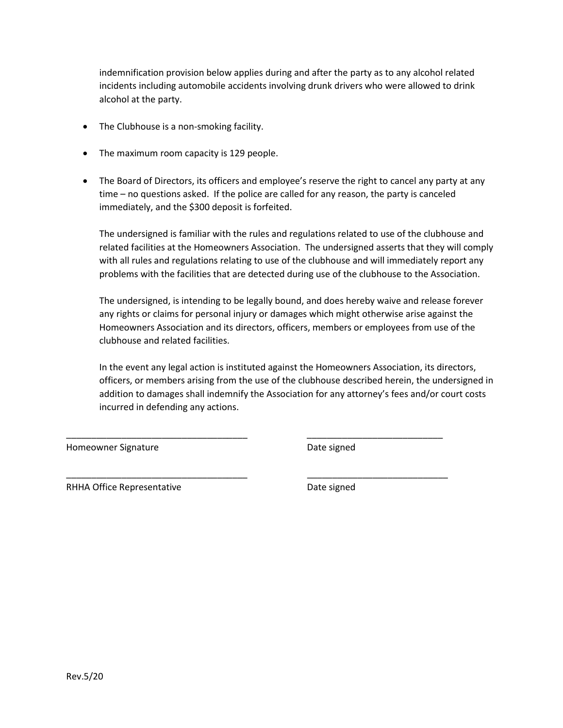indemnification provision below applies during and after the party as to any alcohol related incidents including automobile accidents involving drunk drivers who were allowed to drink alcohol at the party.

- The Clubhouse is a non-smoking facility.
- The maximum room capacity is 129 people.
- The Board of Directors, its officers and employee's reserve the right to cancel any party at any time – no questions asked. If the police are called for any reason, the party is canceled immediately, and the $300 deposit is forfeited.

  The undersigned is familiar with the rules and regulations related to use of the clubhouse and related facilities at the Homeowners Association. The undersigned asserts that they will comply with all rules and regulations relating to use of the clubhouse and will immediately report any problems with the facilities that are detected during use of the clubhouse to the Association.

  The undersigned, is intending to be legally bound, and does hereby waive and release forever any rights or claims for personal injury or damages which might otherwise arise against the Homeowners Association and its directors, officers, members or employees from use of the clubhouse and related facilities.

  In the event any legal action is instituted against the Homeowners Association, its directors, officers, or members arising from the use of the clubhouse described herein, the undersigned in addition to damages shall indemnify the Association for any attorney's fees and/or court costs incurred in defending any actions.

_____________________________________ _____________________________

Homeowner Signature Date signed

_____________________________________ _____________________________

RHHA Office Representative Date signed

Rev.5/20